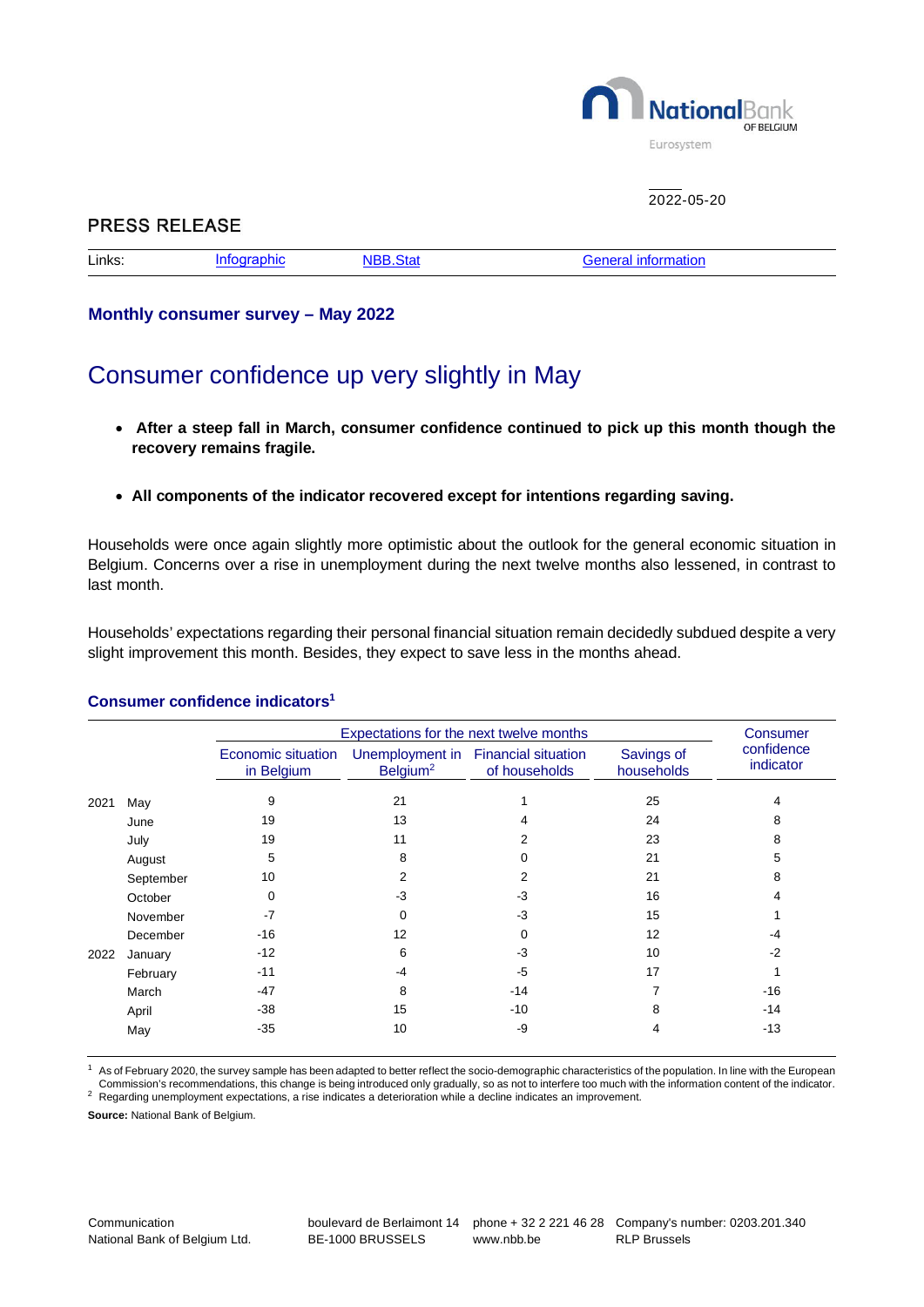2022-05-20

PRESS RELEASE

Links: Infographic NBB.Stat General information

**Monthly consumer survey – May 2022**

# Consumer confidence up very slightly in May

- **After a steep fall in March, consumer confidence continued to pick up this month though the recovery remains fragile.**
- **All components of the indicator recovered except for intentions regarding saving.**

Households were once again slightly more optimistic about the outlook for the general economic situation in Belgium. Concerns over a rise in unemployment during the next twelve months also lessened, in contrast to last month.

Households' expectations regarding their personal financial situation remain decidedly subdued despite a very slight improvement this month. Besides, they expect to save less in the months ahead.

### Consumer confidence indicators[1]

| | | Expectations for the next twelve months | | | | Consumer confidence indicator |
|---|---|---|---|---|---|---|
| | | Economic situation in Belgium | Unemployment in Belgium[2] | Financial situation of households | Savings of households | |
| 2021 | May | 9 | 21 | 1 | 25 | 4 |
| | June | 19 | 13 | 4 | 24 | 8 |
| | July | 19 | 11 | 2 | 23 | 8 |
| | August | 5 | 8 | 0 | 21 | 5 |
| | September | 10 | 2 | 2 | 21 | 8 |
| | October | 0 | -3 | -3 | 16 | 4 |
| | November | -7 | 0 | -3 | 15 | 1 |
| | December | -16 | 12 | 0 | 12 | -4 |
| 2022 | January | -12 | 6 | -3 | 10 | -2 |
| | February | -11 | -4 | -5 | 17 | 1 |
| | March | -47 | 8 | -14 | 7 | -16 |
| | April | -38 | 15 | -10 | 8 | -14 |
| | May | -35 | 10 | -9 | 4 | -13 |

[1] As of February 2020, the survey sample has been adapted to better reflect the socio-demographic characteristics of the population. In line with the European Commission's recommendations, this change is being introduced only gradually, so as not to interfere too much with the information content of the indicator.
[2] Regarding unemployment expectations, a rise indicates a deterioration while a decline indicates an improvement.

**Source:** National Bank of Belgium.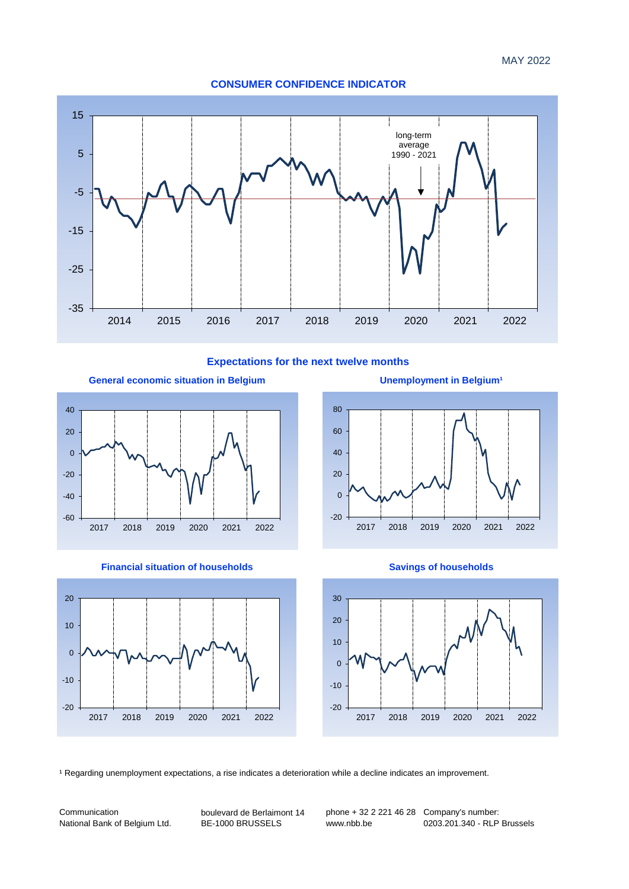MAY 2022

## CONSUMER CONFIDENCE INDICATOR

15
5
-5
-15
-25
-35

2014 2015 2016 2017 2018 2019 2020 2021 2022

long-term average 1990 - 2021

## Expectations for the next twelve months

### General economic situation in Belgium

40
20
0
-20
-40
-60

2017 2018 2019 2020 2021 2022

### Unemployment in Belgium[1]

80
60
40
20
0
-20

2017 2018 2019 2020 2021 2022

### Financial situation of households

20
10
0
-10
-20

2017 2018 2019 2020 2021 2022

### Savings of households

30
20
10
0
-10
-20

2017 2018 2019 2020 2021 2022

[1] Regarding unemployment expectations, a rise indicates a deterioration while a decline indicates an improvement.

Communication
National Bank of Belgium Ltd.

boulevard de Berlaimont 14
BE-1000 BRUSSELS

phone + 32 2 221 46 28
www.nbb.be

Company's number:
0203.201.340 - RLP Brussels